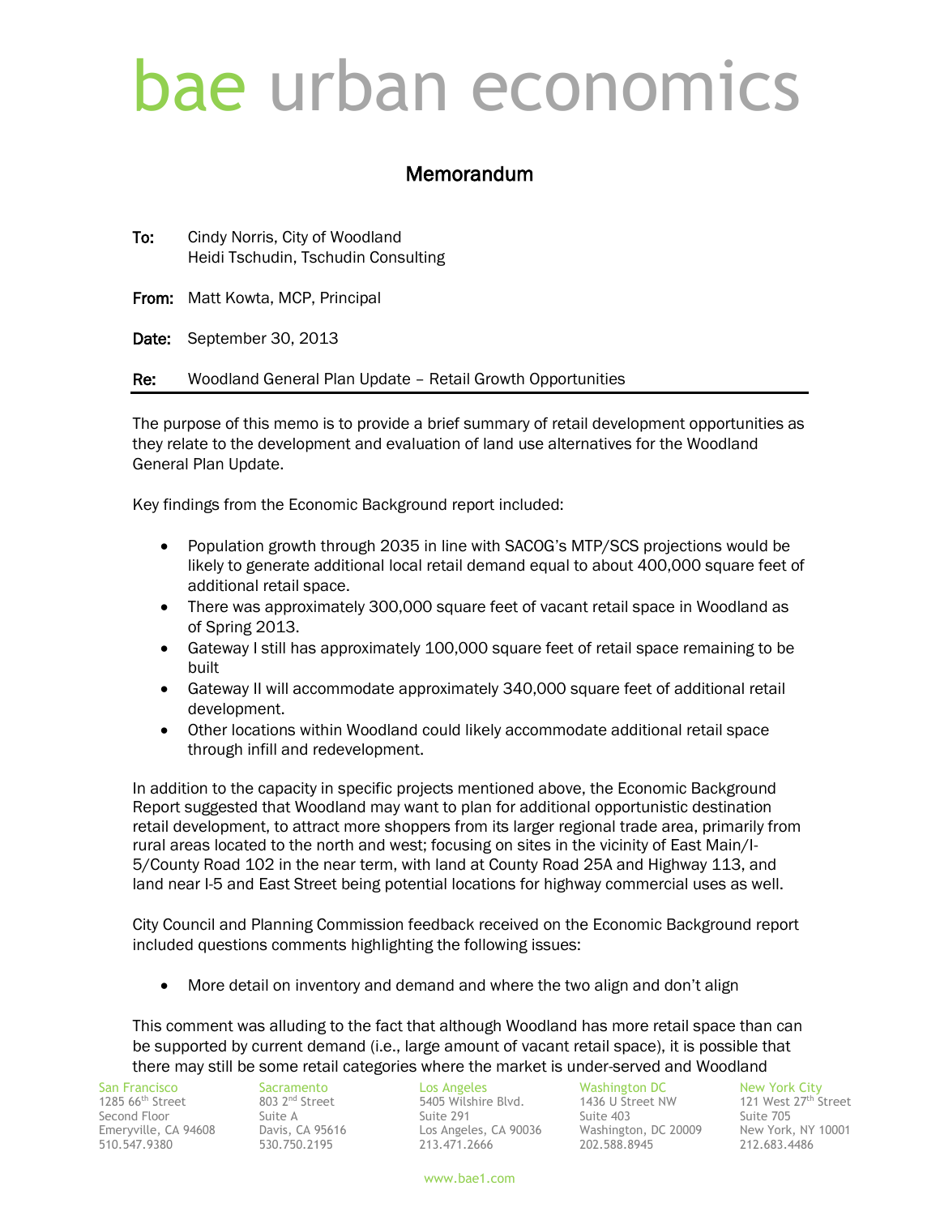# bae urban economics

## Memorandum

**To:** Cindy Norris, City of Woodland
Heidi Tschudin, Tschudin Consulting

**From:** Matt Kowta, MCP, Principal

**Date:** September 30, 2013

**Re:** Woodland General Plan Update – Retail Growth Opportunities

---

The purpose of this memo is to provide a brief summary of retail development opportunities as they relate to the development and evaluation of land use alternatives for the Woodland General Plan Update.

Key findings from the Economic Background report included:

- Population growth through 2035 in line with SACOG's MTP/SCS projections would be likely to generate additional local retail demand equal to about 400,000 square feet of additional retail space.
- There was approximately 300,000 square feet of vacant retail space in Woodland as of Spring 2013.
- Gateway I still has approximately 100,000 square feet of retail space remaining to be built
- Gateway II will accommodate approximately 340,000 square feet of additional retail development.
- Other locations within Woodland could likely accommodate additional retail space through infill and redevelopment.

In addition to the capacity in specific projects mentioned above, the Economic Background Report suggested that Woodland may want to plan for additional opportunistic destination retail development, to attract more shoppers from its larger regional trade area, primarily from rural areas located to the north and west; focusing on sites in the vicinity of East Main/I-5/County Road 102 in the near term, with land at County Road 25A and Highway 113, and land near I-5 and East Street being potential locations for highway commercial uses as well.

City Council and Planning Commission feedback received on the Economic Background report included questions comments highlighting the following issues:

- More detail on inventory and demand and where the two align and don't align

This comment was alluding to the fact that although Woodland has more retail space than can be supported by current demand (i.e., large amount of vacant retail space), it is possible that there may still be some retail categories where the market is under-served and Woodland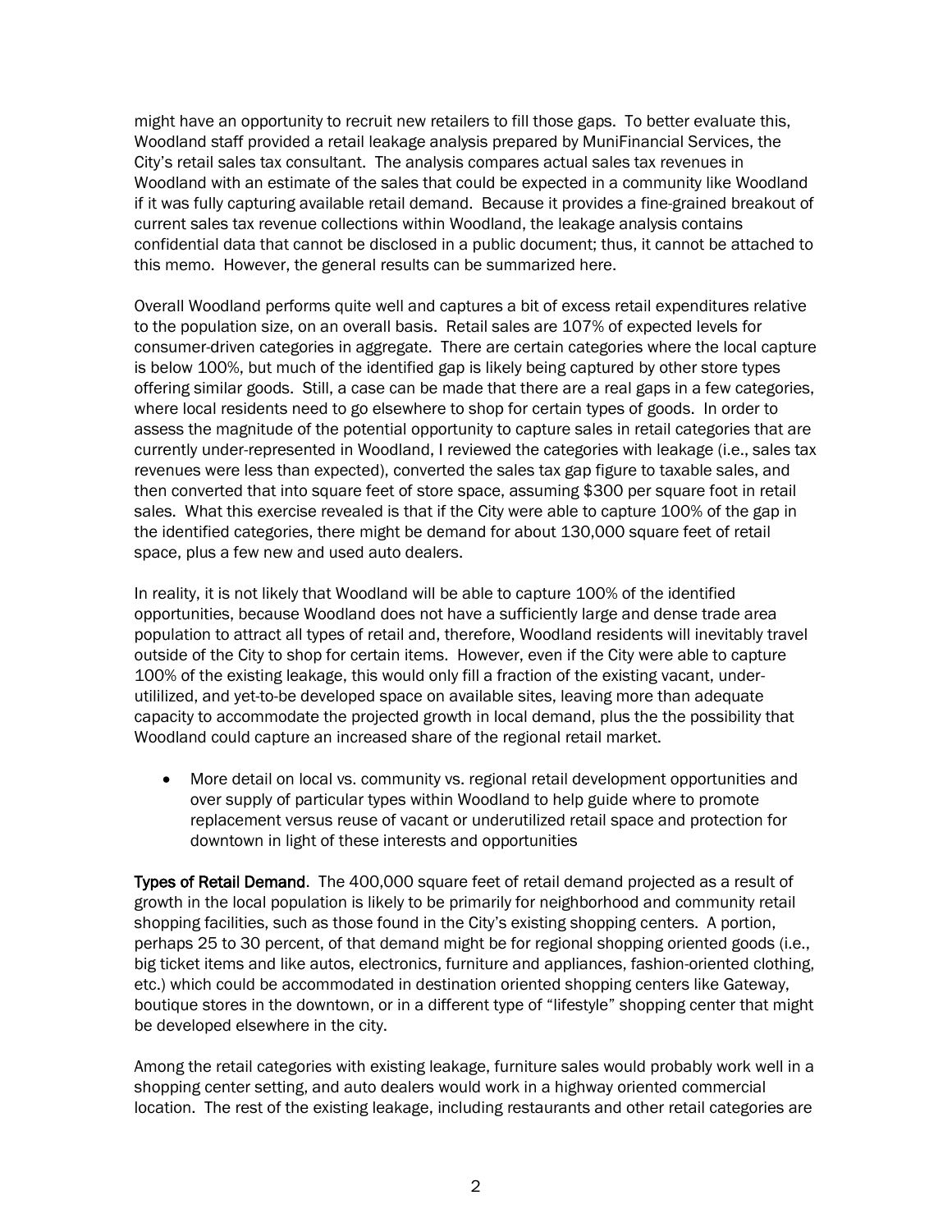might have an opportunity to recruit new retailers to fill those gaps. To better evaluate this, Woodland staff provided a retail leakage analysis prepared by MuniFinancial Services, the City's retail sales tax consultant. The analysis compares actual sales tax revenues in Woodland with an estimate of the sales that could be expected in a community like Woodland if it was fully capturing available retail demand. Because it provides a fine-grained breakout of current sales tax revenue collections within Woodland, the leakage analysis contains confidential data that cannot be disclosed in a public document; thus, it cannot be attached to this memo. However, the general results can be summarized here.

Overall Woodland performs quite well and captures a bit of excess retail expenditures relative to the population size, on an overall basis. Retail sales are 107% of expected levels for consumer-driven categories in aggregate. There are certain categories where the local capture is below 100%, but much of the identified gap is likely being captured by other store types offering similar goods. Still, a case can be made that there are a real gaps in a few categories, where local residents need to go elsewhere to shop for certain types of goods. In order to assess the magnitude of the potential opportunity to capture sales in retail categories that are currently under-represented in Woodland, I reviewed the categories with leakage (i.e., sales tax revenues were less than expected), converted the sales tax gap figure to taxable sales, and then converted that into square feet of store space, assuming $300 per square foot in retail sales. What this exercise revealed is that if the City were able to capture 100% of the gap in the identified categories, there might be demand for about 130,000 square feet of retail space, plus a few new and used auto dealers.

In reality, it is not likely that Woodland will be able to capture 100% of the identified opportunities, because Woodland does not have a sufficiently large and dense trade area population to attract all types of retail and, therefore, Woodland residents will inevitably travel outside of the City to shop for certain items. However, even if the City were able to capture 100% of the existing leakage, this would only fill a fraction of the existing vacant, under-utililized, and yet-to-be developed space on available sites, leaving more than adequate capacity to accommodate the projected growth in local demand, plus the the possibility that Woodland could capture an increased share of the regional retail market.

- More detail on local vs. community vs. regional retail development opportunities and over supply of particular types within Woodland to help guide where to promote replacement versus reuse of vacant or underutilized retail space and protection for downtown in light of these interests and opportunities

**Types of Retail Demand**. The 400,000 square feet of retail demand projected as a result of growth in the local population is likely to be primarily for neighborhood and community retail shopping facilities, such as those found in the City's existing shopping centers. A portion, perhaps 25 to 30 percent, of that demand might be for regional shopping oriented goods (i.e., big ticket items and like autos, electronics, furniture and appliances, fashion-oriented clothing, etc.) which could be accommodated in destination oriented shopping centers like Gateway, boutique stores in the downtown, or in a different type of "lifestyle" shopping center that might be developed elsewhere in the city.

Among the retail categories with existing leakage, furniture sales would probably work well in a shopping center setting, and auto dealers would work in a highway oriented commercial location. The rest of the existing leakage, including restaurants and other retail categories are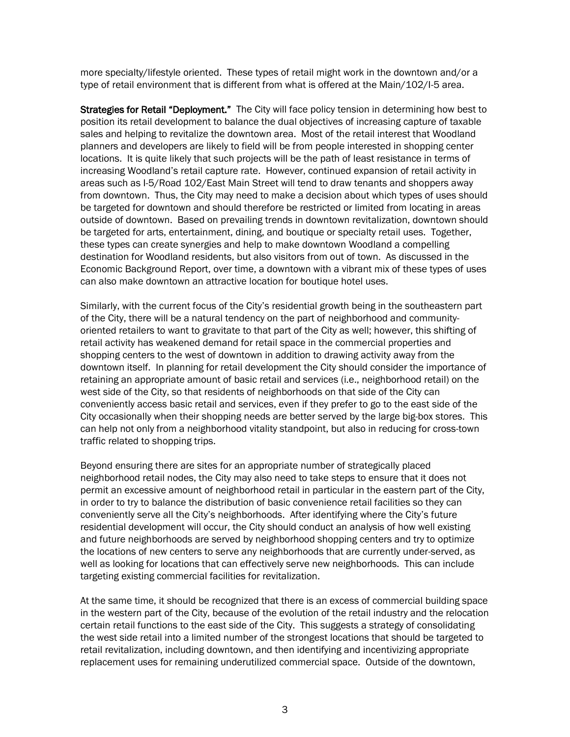more specialty/lifestyle oriented. These types of retail might work in the downtown and/or a type of retail environment that is different from what is offered at the Main/102/I-5 area.

**Strategies for Retail "Deployment."** The City will face policy tension in determining how best to position its retail development to balance the dual objectives of increasing capture of taxable sales and helping to revitalize the downtown area. Most of the retail interest that Woodland planners and developers are likely to field will be from people interested in shopping center locations. It is quite likely that such projects will be the path of least resistance in terms of increasing Woodland's retail capture rate. However, continued expansion of retail activity in areas such as I-5/Road 102/East Main Street will tend to draw tenants and shoppers away from downtown. Thus, the City may need to make a decision about which types of uses should be targeted for downtown and should therefore be restricted or limited from locating in areas outside of downtown. Based on prevailing trends in downtown revitalization, downtown should be targeted for arts, entertainment, dining, and boutique or specialty retail uses. Together, these types can create synergies and help to make downtown Woodland a compelling destination for Woodland residents, but also visitors from out of town. As discussed in the Economic Background Report, over time, a downtown with a vibrant mix of these types of uses can also make downtown an attractive location for boutique hotel uses.

Similarly, with the current focus of the City's residential growth being in the southeastern part of the City, there will be a natural tendency on the part of neighborhood and community-oriented retailers to want to gravitate to that part of the City as well; however, this shifting of retail activity has weakened demand for retail space in the commercial properties and shopping centers to the west of downtown in addition to drawing activity away from the downtown itself. In planning for retail development the City should consider the importance of retaining an appropriate amount of basic retail and services (i.e., neighborhood retail) on the west side of the City, so that residents of neighborhoods on that side of the City can conveniently access basic retail and services, even if they prefer to go to the east side of the City occasionally when their shopping needs are better served by the large big-box stores. This can help not only from a neighborhood vitality standpoint, but also in reducing for cross-town traffic related to shopping trips.

Beyond ensuring there are sites for an appropriate number of strategically placed neighborhood retail nodes, the City may also need to take steps to ensure that it does not permit an excessive amount of neighborhood retail in particular in the eastern part of the City, in order to try to balance the distribution of basic convenience retail facilities so they can conveniently serve all the City's neighborhoods. After identifying where the City's future residential development will occur, the City should conduct an analysis of how well existing and future neighborhoods are served by neighborhood shopping centers and try to optimize the locations of new centers to serve any neighborhoods that are currently under-served, as well as looking for locations that can effectively serve new neighborhoods. This can include targeting existing commercial facilities for revitalization.

At the same time, it should be recognized that there is an excess of commercial building space in the western part of the City, because of the evolution of the retail industry and the relocation certain retail functions to the east side of the City. This suggests a strategy of consolidating the west side retail into a limited number of the strongest locations that should be targeted to retail revitalization, including downtown, and then identifying and incentivizing appropriate replacement uses for remaining underutilized commercial space. Outside of the downtown,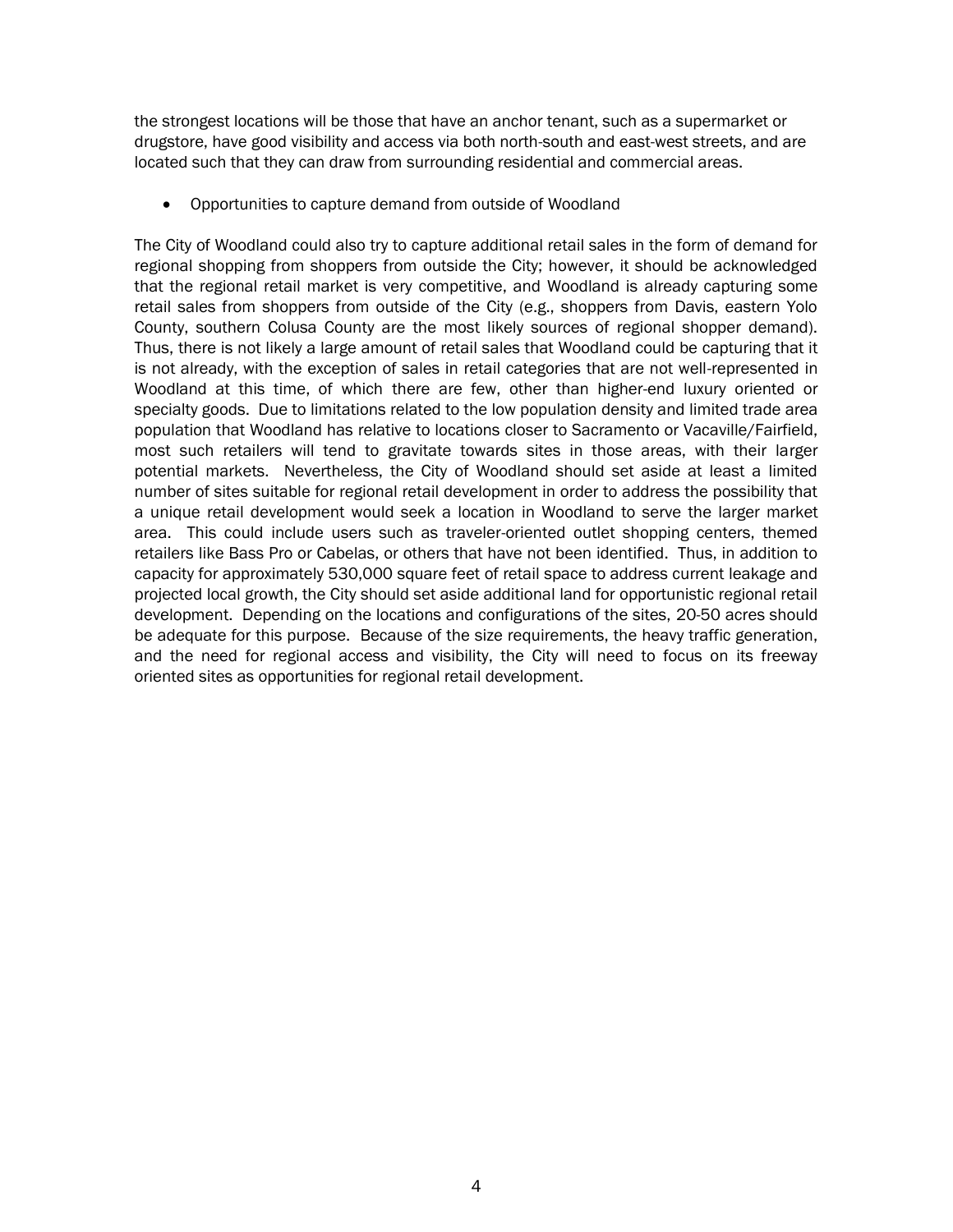the strongest locations will be those that have an anchor tenant, such as a supermarket or drugstore, have good visibility and access via both north-south and east-west streets, and are located such that they can draw from surrounding residential and commercial areas.

- Opportunities to capture demand from outside of Woodland

The City of Woodland could also try to capture additional retail sales in the form of demand for regional shopping from shoppers from outside the City; however, it should be acknowledged that the regional retail market is very competitive, and Woodland is already capturing some retail sales from shoppers from outside of the City (e.g., shoppers from Davis, eastern Yolo County, southern Colusa County are the most likely sources of regional shopper demand). Thus, there is not likely a large amount of retail sales that Woodland could be capturing that it is not already, with the exception of sales in retail categories that are not well-represented in Woodland at this time, of which there are few, other than higher-end luxury oriented or specialty goods. Due to limitations related to the low population density and limited trade area population that Woodland has relative to locations closer to Sacramento or Vacaville/Fairfield, most such retailers will tend to gravitate towards sites in those areas, with their larger potential markets. Nevertheless, the City of Woodland should set aside at least a limited number of sites suitable for regional retail development in order to address the possibility that a unique retail development would seek a location in Woodland to serve the larger market area. This could include users such as traveler-oriented outlet shopping centers, themed retailers like Bass Pro or Cabelas, or others that have not been identified. Thus, in addition to capacity for approximately 530,000 square feet of retail space to address current leakage and projected local growth, the City should set aside additional land for opportunistic regional retail development. Depending on the locations and configurations of the sites, 20-50 acres should be adequate for this purpose. Because of the size requirements, the heavy traffic generation, and the need for regional access and visibility, the City will need to focus on its freeway oriented sites as opportunities for regional retail development.